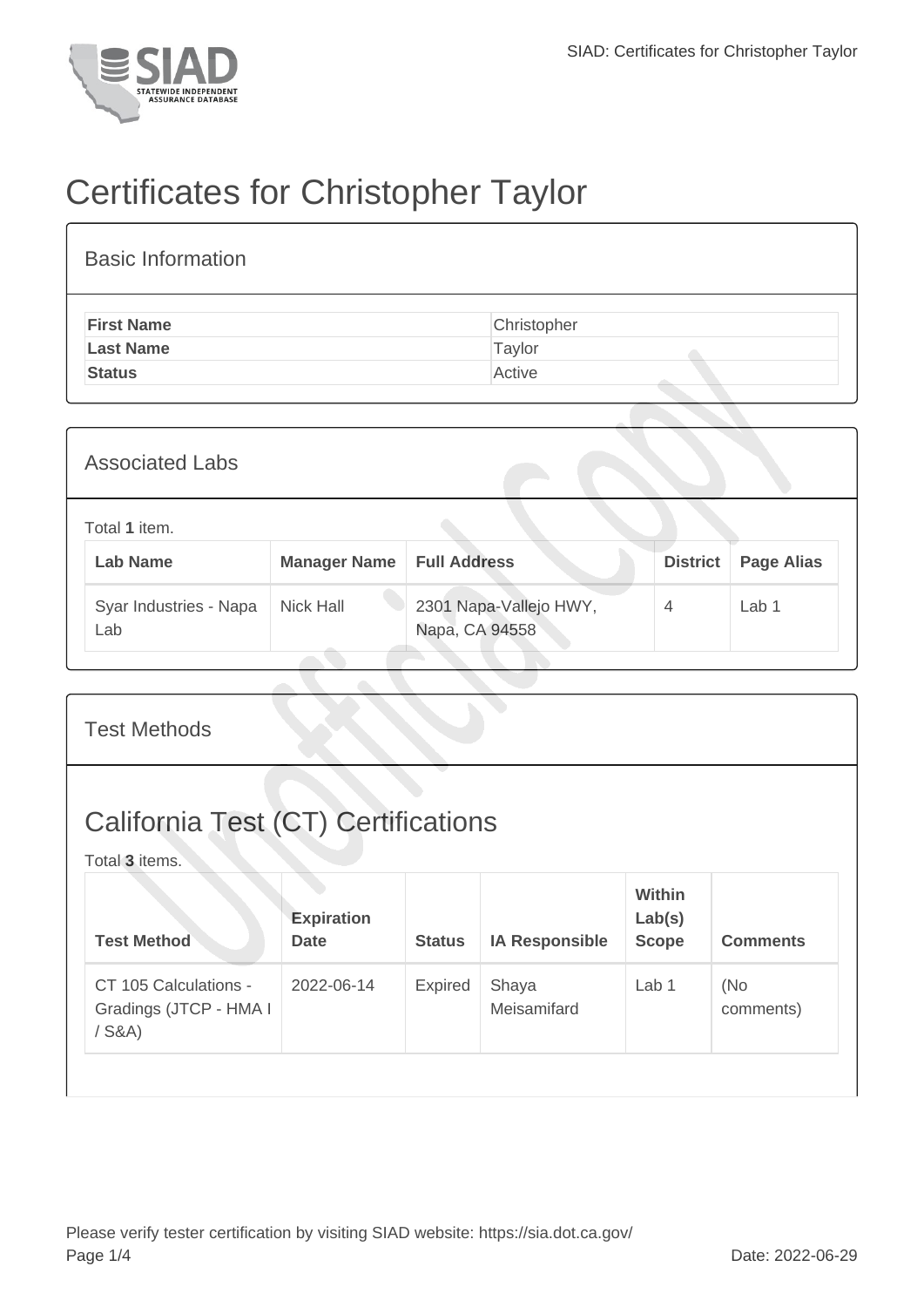# Certificates for Christopher Taylor

## Basic Information

| | |
|---|---|
| **First Name** | Christopher |
| **Last Name** | Taylor |
| **Status** | Active |

## Associated Labs

Total **1** item.

| Lab Name | Manager Name | Full Address | District | Page Alias |
|---|---|---|---|---|
| Syar Industries - Napa Lab | Nick Hall | 2301 Napa-Vallejo HWY, Napa, CA 94558 | 4 | Lab 1 |

## Test Methods

## California Test (CT) Certifications

Total **3** items.

| Test Method | Expiration Date | Status | IA Responsible | Within Lab(s) Scope | Comments |
|---|---|---|---|---|---|
| CT 105 Calculations - Gradings (JTCP - HMA I / S&A) | 2022-06-14 | Expired | Shaya Meisamifard | Lab 1 | (No comments) |

Please verify tester certification by visiting SIAD website: https://sia.dot.ca.gov/

Date: 2022-06-29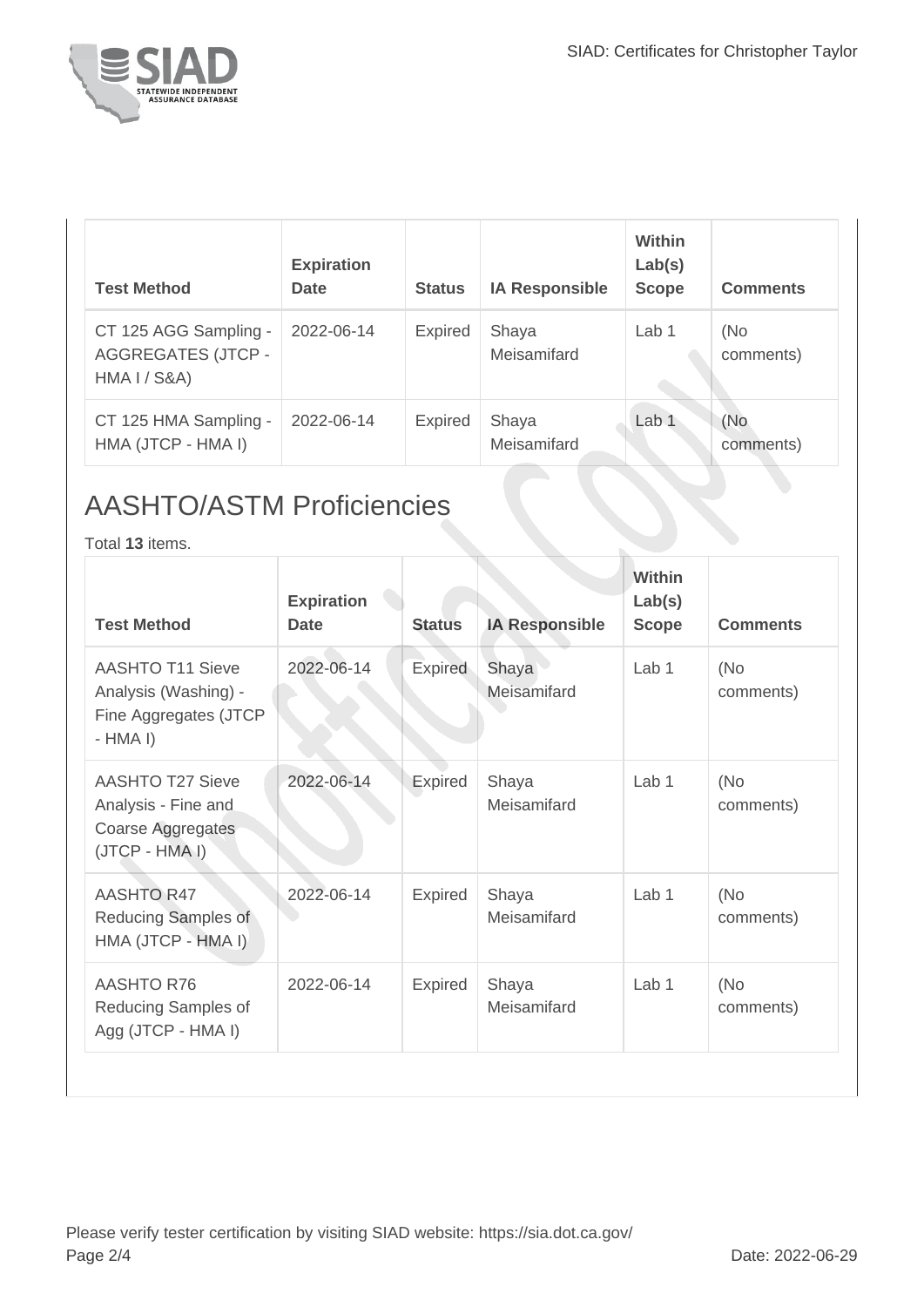| Test Method | Expiration Date | Status | IA Responsible | Within Lab(s) Scope | Comments |
|---|---|---|---|---|---|
| CT 125 AGG Sampling - AGGREGATES (JTCP - HMA I / S&A) | 2022-06-14 | Expired | Shaya Meisamifard | Lab 1 | (No comments) |
| CT 125 HMA Sampling - HMA (JTCP - HMA I) | 2022-06-14 | Expired | Shaya Meisamifard | Lab 1 | (No comments) |

## AASHTO/ASTM Proficiencies

Total **13** items.

| Test Method | Expiration Date | Status | IA Responsible | Within Lab(s) Scope | Comments |
|---|---|---|---|---|---|
| AASHTO T11 Sieve Analysis (Washing) - Fine Aggregates (JTCP - HMA I) | 2022-06-14 | Expired | Shaya Meisamifard | Lab 1 | (No comments) |
| AASHTO T27 Sieve Analysis - Fine and Coarse Aggregates (JTCP - HMA I) | 2022-06-14 | Expired | Shaya Meisamifard | Lab 1 | (No comments) |
| AASHTO R47 Reducing Samples of HMA (JTCP - HMA I) | 2022-06-14 | Expired | Shaya Meisamifard | Lab 1 | (No comments) |
| AASHTO R76 Reducing Samples of Agg (JTCP - HMA I) | 2022-06-14 | Expired | Shaya Meisamifard | Lab 1 | (No comments) |

Please verify tester certification by visiting SIAD website: https://sia.dot.ca.gov/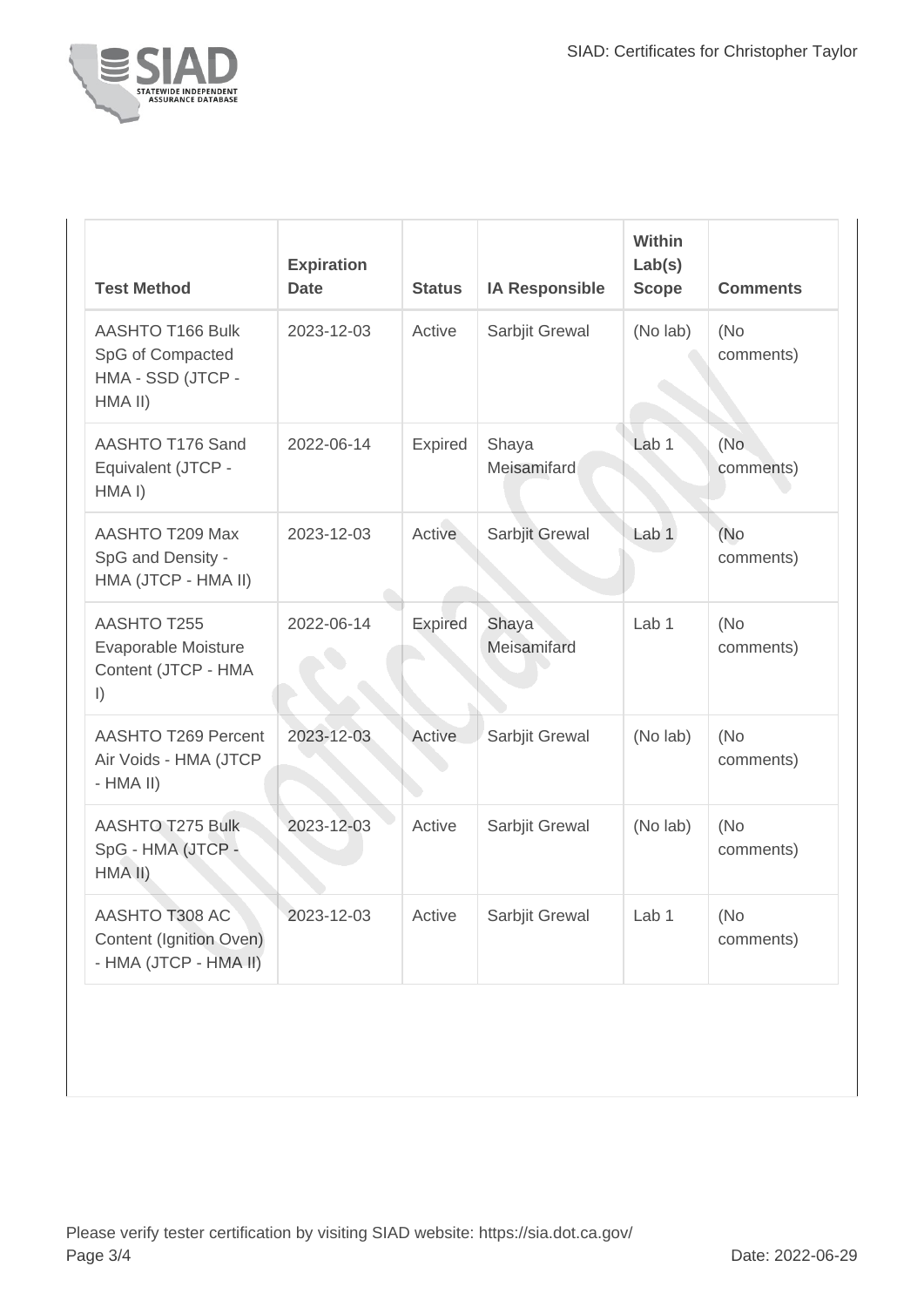| Test Method | Expiration Date | Status | IA Responsible | Within Lab(s) Scope | Comments |
| --- | --- | --- | --- | --- | --- |
| AASHTO T166 Bulk SpG of Compacted HMA - SSD (JTCP - HMA II) | 2023-12-03 | Active | Sarbjit Grewal | (No lab) | (No comments) |
| AASHTO T176 Sand Equivalent (JTCP - HMA I) | 2022-06-14 | Expired | Shaya Meisamifard | Lab 1 | (No comments) |
| AASHTO T209 Max SpG and Density - HMA (JTCP - HMA II) | 2023-12-03 | Active | Sarbjit Grewal | Lab 1 | (No comments) |
| AASHTO T255 Evaporable Moisture Content (JTCP - HMA I) | 2022-06-14 | Expired | Shaya Meisamifard | Lab 1 | (No comments) |
| AASHTO T269 Percent Air Voids - HMA (JTCP - HMA II) | 2023-12-03 | Active | Sarbjit Grewal | (No lab) | (No comments) |
| AASHTO T275 Bulk SpG - HMA (JTCP - HMA II) | 2023-12-03 | Active | Sarbjit Grewal | (No lab) | (No comments) |
| AASHTO T308 AC Content (Ignition Oven) - HMA (JTCP - HMA II) | 2023-12-03 | Active | Sarbjit Grewal | Lab 1 | (No comments) |

Please verify tester certification by visiting SIAD website: https://sia.dot.ca.gov/

Date: 2022-06-29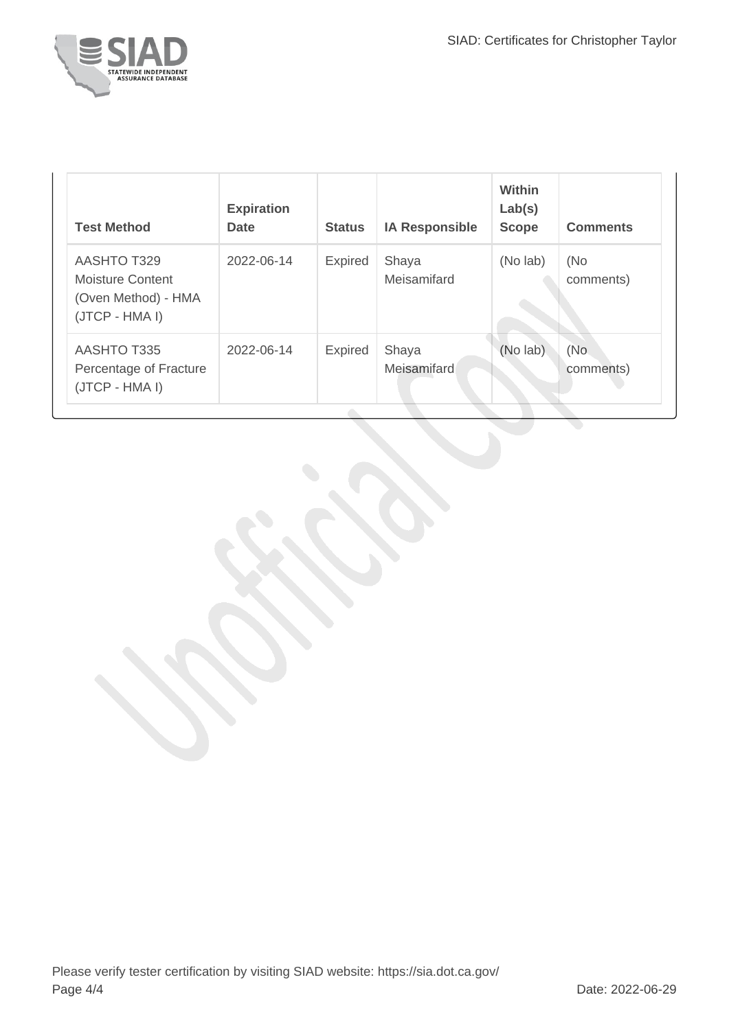| Test Method | Expiration Date | Status | IA Responsible | Within Lab(s) Scope | Comments |
|---|---|---|---|---|---|
| AASHTO T329 Moisture Content (Oven Method) - HMA (JTCP - HMA I) | 2022-06-14 | Expired | Shaya Meisamifard | (No lab) | (No comments) |
| AASHTO T335 Percentage of Fracture (JTCP - HMA I) | 2022-06-14 | Expired | Shaya Meisamifard | (No lab) | (No comments) |

Please verify tester certification by visiting SIAD website: https://sia.dot.ca.gov/

Date: 2022-06-29